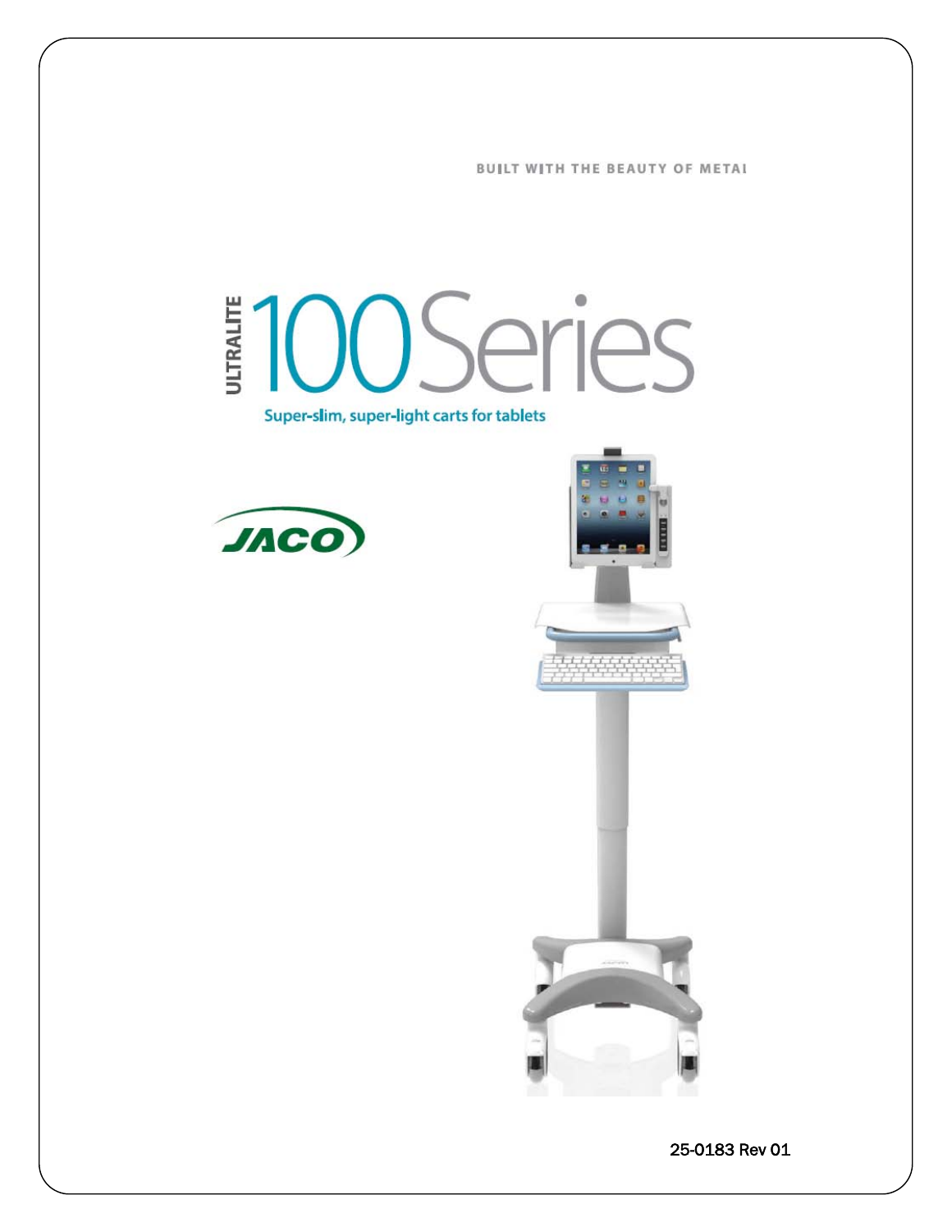BUILT WITH THE BEAUTY OF METAL

# ULTRALITE 100 Series

**Super-slim, super-light carts for tablets**

JACO

25-0183 Rev 01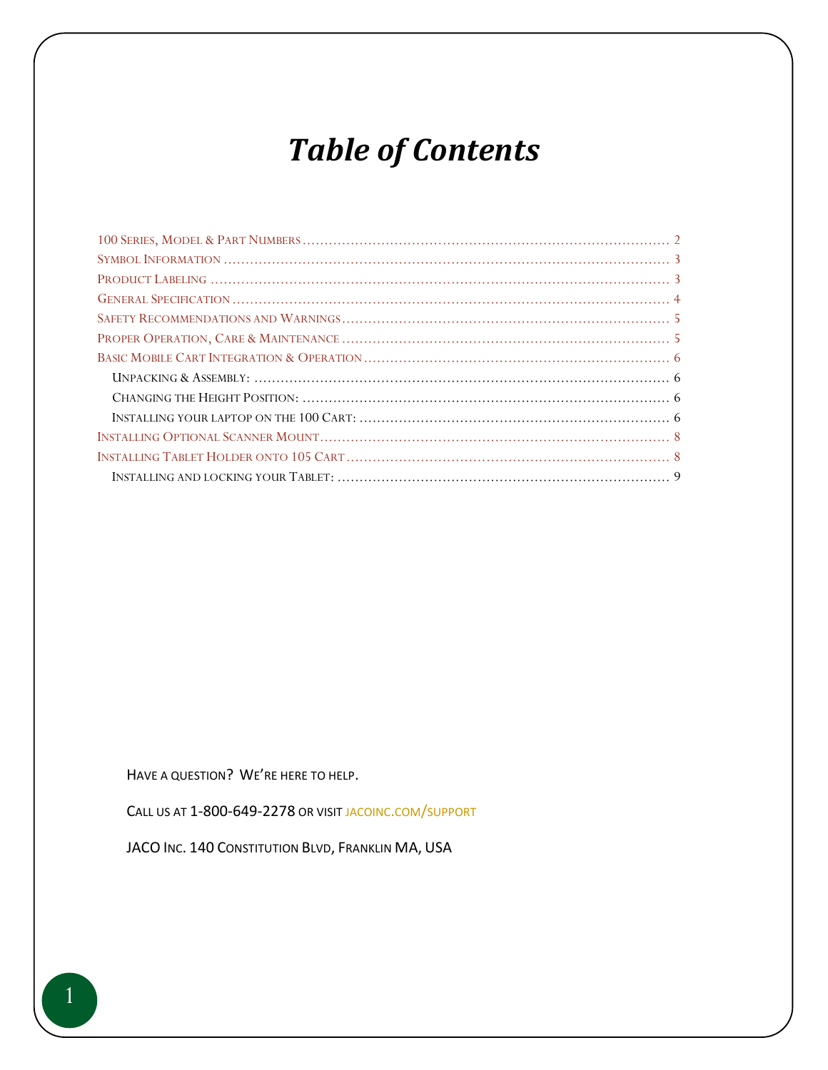# *Table of Contents*

- 100 Series, Model & Part Numbers ........ 2
- Symbol Information ........ 3
- Product Labeling ........ 3
- General Specification ........ 4
- Safety Recommendations and Warnings ........ 5
- Proper Operation, Care & Maintenance ........ 5
- Basic Mobile Cart Integration & Operation ........ 6
  - Unpacking & Assembly: ........ 6
  - Changing the Height Position: ........ 6
  - Installing your laptop on the 100 Cart: ........ 6
- Installing Optional Scanner Mount ........ 8
- Installing Tablet Holder onto 105 Cart ........ 8
  - Installing and locking your Tablet: ........ 9

Have a question? We're here to help.

Call us at 1-800-649-2278 or visit jacoinc.com/support

JACO Inc. 140 Constitution Blvd, Franklin MA, USA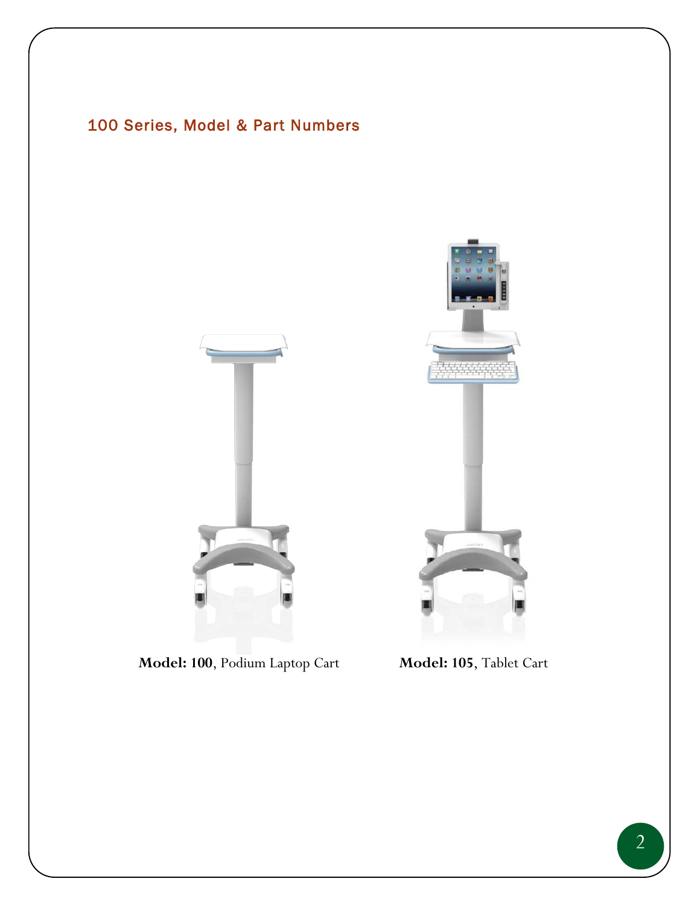## 100 Series, Model & Part Numbers

**Model: 100**, Podium Laptop Cart

**Model: 105**, Tablet Cart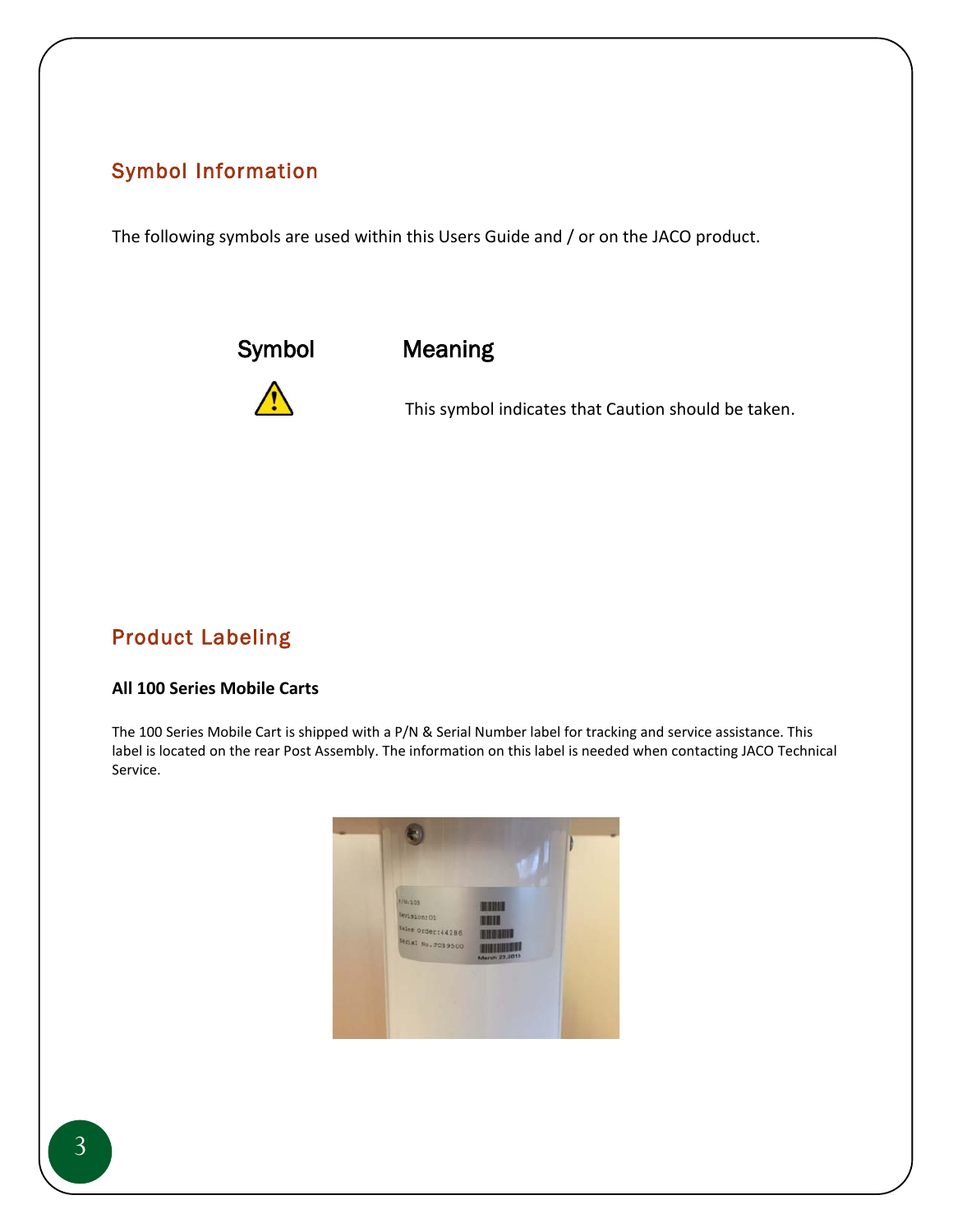## Symbol Information

The following symbols are used within this Users Guide and / or on the JACO product.

| Symbol | Meaning |
| --- | --- |
| ⚠ | This symbol indicates that Caution should be taken. |

## Product Labeling

**All 100 Series Mobile Carts**

The 100 Series Mobile Cart is shipped with a P/N & Serial Number label for tracking and service assistance. This label is located on the rear Post Assembly. The information on this label is needed when contacting JACO Technical Service.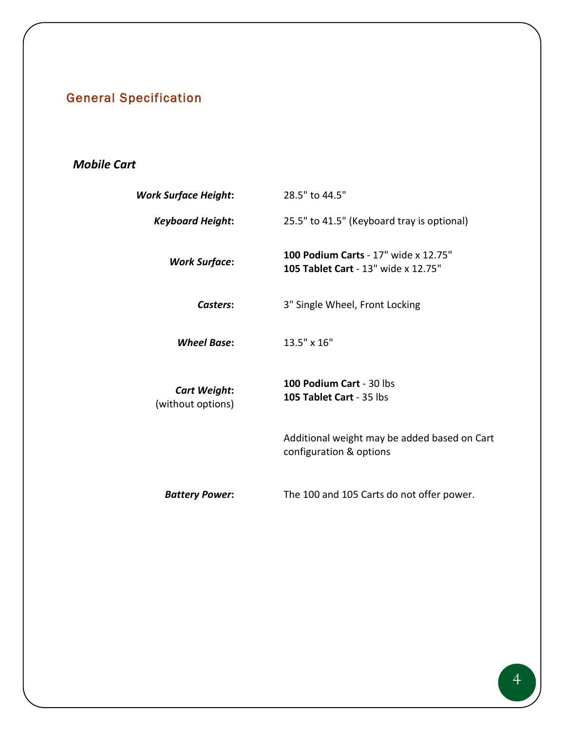## General Specification

### *Mobile Cart*

| | |
|---|---|
| ***Work Surface Height*:** | 28.5" to 44.5" |
| ***Keyboard Height*:** | 25.5" to 41.5" (Keyboard tray is optional) |
| ***Work Surface*:** | **100 Podium Carts** - 17" wide x 12.75"<br>**105 Tablet Cart** - 13" wide x 12.75" |
| ***Casters*:** | 3" Single Wheel, Front Locking |
| ***Wheel Base*:** | 13.5" x 16" |
| ***Cart Weight*:**<br>(without options) | **100 Podium Cart** - 30 lbs<br>**105 Tablet Cart** - 35 lbs<br><br>Additional weight may be added based on Cart configuration & options |
| ***Battery Power*:** | The 100 and 105 Carts do not offer power. |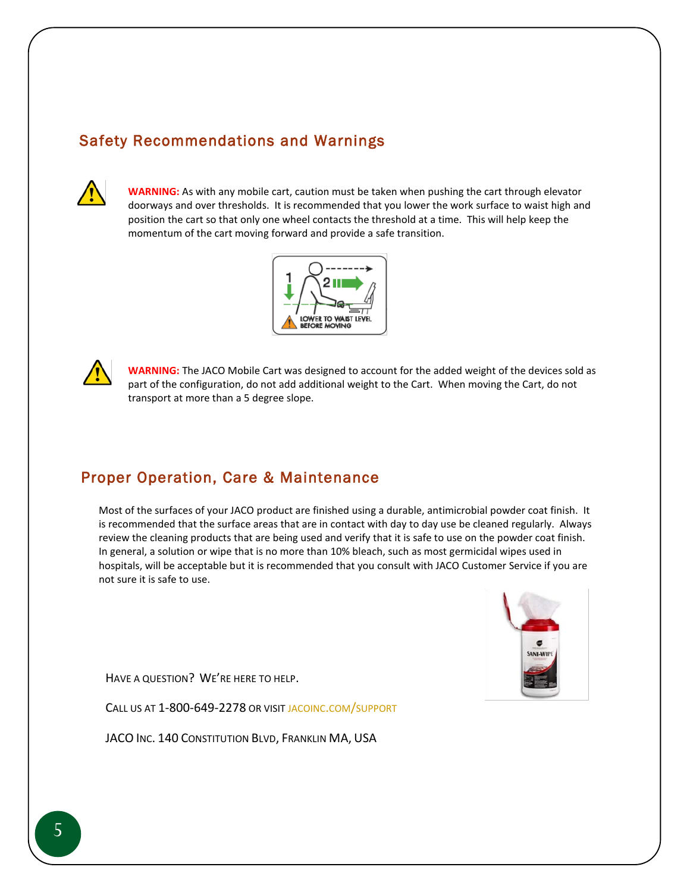## Safety Recommendations and Warnings

**WARNING:** As with any mobile cart, caution must be taken when pushing the cart through elevator doorways and over thresholds. It is recommended that you lower the work surface to waist high and position the cart so that only one wheel contacts the threshold at a time. This will help keep the momentum of the cart moving forward and provide a safe transition.

**WARNING:** The JACO Mobile Cart was designed to account for the added weight of the devices sold as part of the configuration, do not add additional weight to the Cart. When moving the Cart, do not transport at more than a 5 degree slope.

## Proper Operation, Care & Maintenance

Most of the surfaces of your JACO product are finished using a durable, antimicrobial powder coat finish. It is recommended that the surface areas that are in contact with day to day use be cleaned regularly. Always review the cleaning products that are being used and verify that it is safe to use on the powder coat finish. In general, a solution or wipe that is no more than 10% bleach, such as most germicidal wipes used in hospitals, will be acceptable but it is recommended that you consult with JACO Customer Service if you are not sure it is safe to use.

HAVE A QUESTION? WE'RE HERE TO HELP.

CALL US AT 1-800-649-2278 OR VISIT JACOINC.COM/SUPPORT

JACO INC. 140 CONSTITUTION BLVD, FRANKLIN MA, USA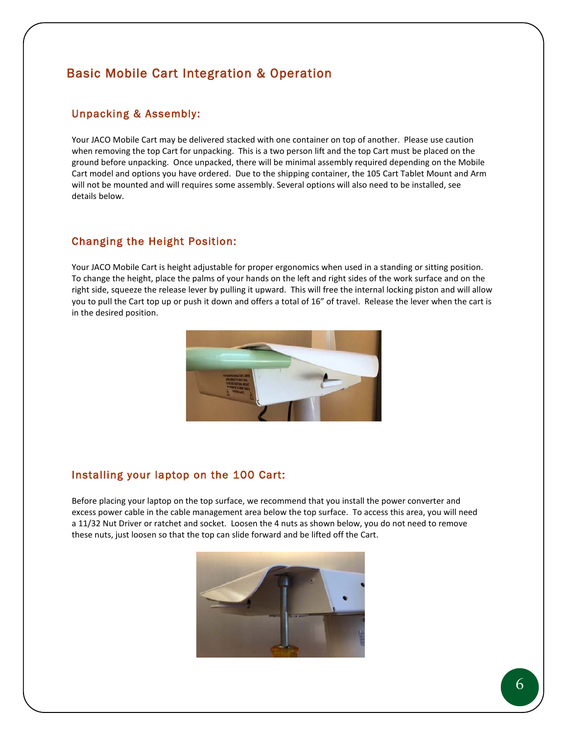# Basic Mobile Cart Integration & Operation

## Unpacking & Assembly:

Your JACO Mobile Cart may be delivered stacked with one container on top of another. Please use caution when removing the top Cart for unpacking. This is a two person lift and the top Cart must be placed on the ground before unpacking. Once unpacked, there will be minimal assembly required depending on the Mobile Cart model and options you have ordered. Due to the shipping container, the 105 Cart Tablet Mount and Arm will not be mounted and will requires some assembly. Several options will also need to be installed, see details below.

## Changing the Height Position:

Your JACO Mobile Cart is height adjustable for proper ergonomics when used in a standing or sitting position. To change the height, place the palms of your hands on the left and right sides of the work surface and on the right side, squeeze the release lever by pulling it upward. This will free the internal locking piston and will allow you to pull the Cart top up or push it down and offers a total of 16" of travel. Release the lever when the cart is in the desired position.

## Installing your laptop on the 100 Cart:

Before placing your laptop on the top surface, we recommend that you install the power converter and excess power cable in the cable management area below the top surface. To access this area, you will need a 11/32 Nut Driver or ratchet and socket. Loosen the 4 nuts as shown below, you do not need to remove these nuts, just loosen so that the top can slide forward and be lifted off the Cart.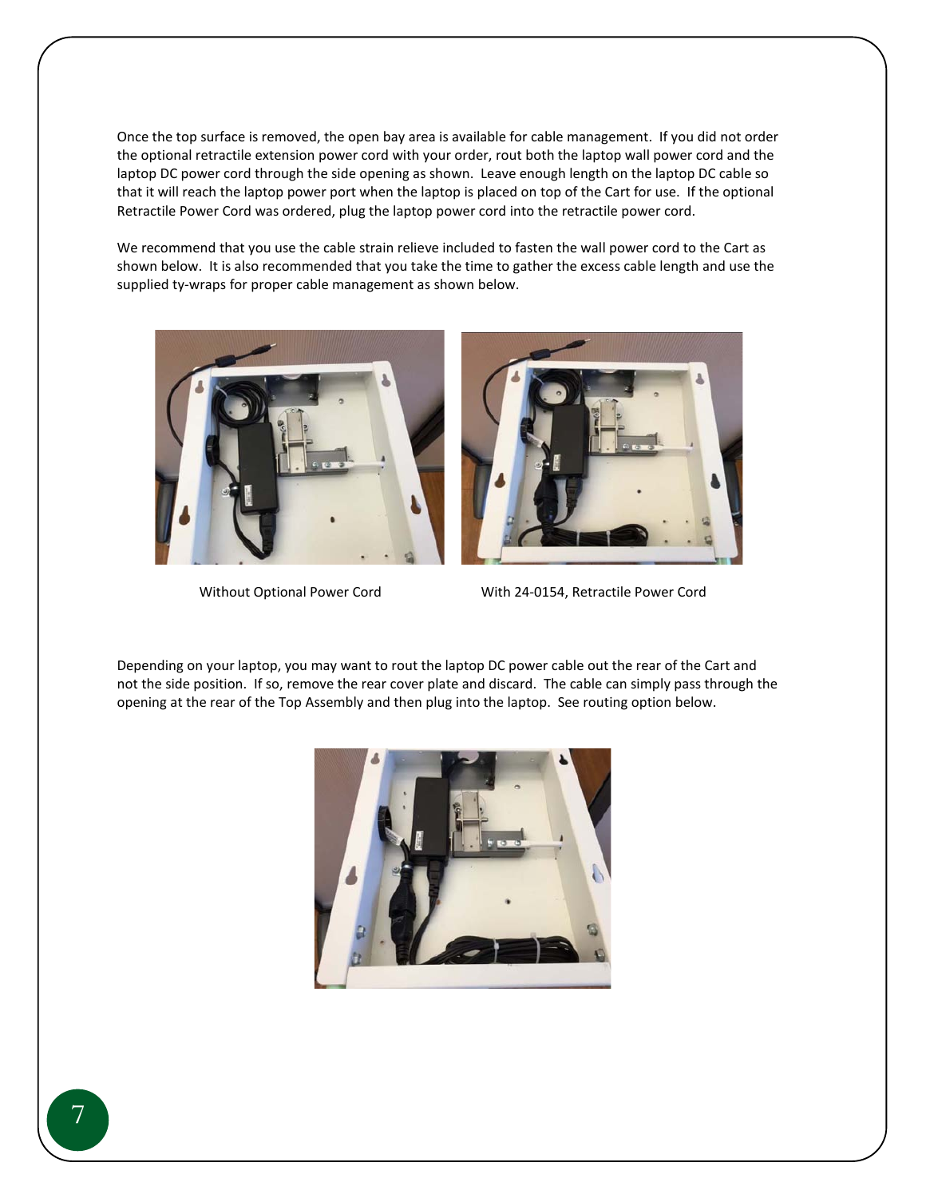Once the top surface is removed, the open bay area is available for cable management. If you did not order the optional retractile extension power cord with your order, rout both the laptop wall power cord and the laptop DC power cord through the side opening as shown. Leave enough length on the laptop DC cable so that it will reach the laptop power port when the laptop is placed on top of the Cart for use. If the optional Retractile Power Cord was ordered, plug the laptop power cord into the retractile power cord.

We recommend that you use the cable strain relieve included to fasten the wall power cord to the Cart as shown below. It is also recommended that you take the time to gather the excess cable length and use the supplied ty-wraps for proper cable management as shown below.

Without Optional Power Cord

With 24-0154, Retractile Power Cord

Depending on your laptop, you may want to rout the laptop DC power cable out the rear of the Cart and not the side position. If so, remove the rear cover plate and discard. The cable can simply pass through the opening at the rear of the Top Assembly and then plug into the laptop. See routing option below.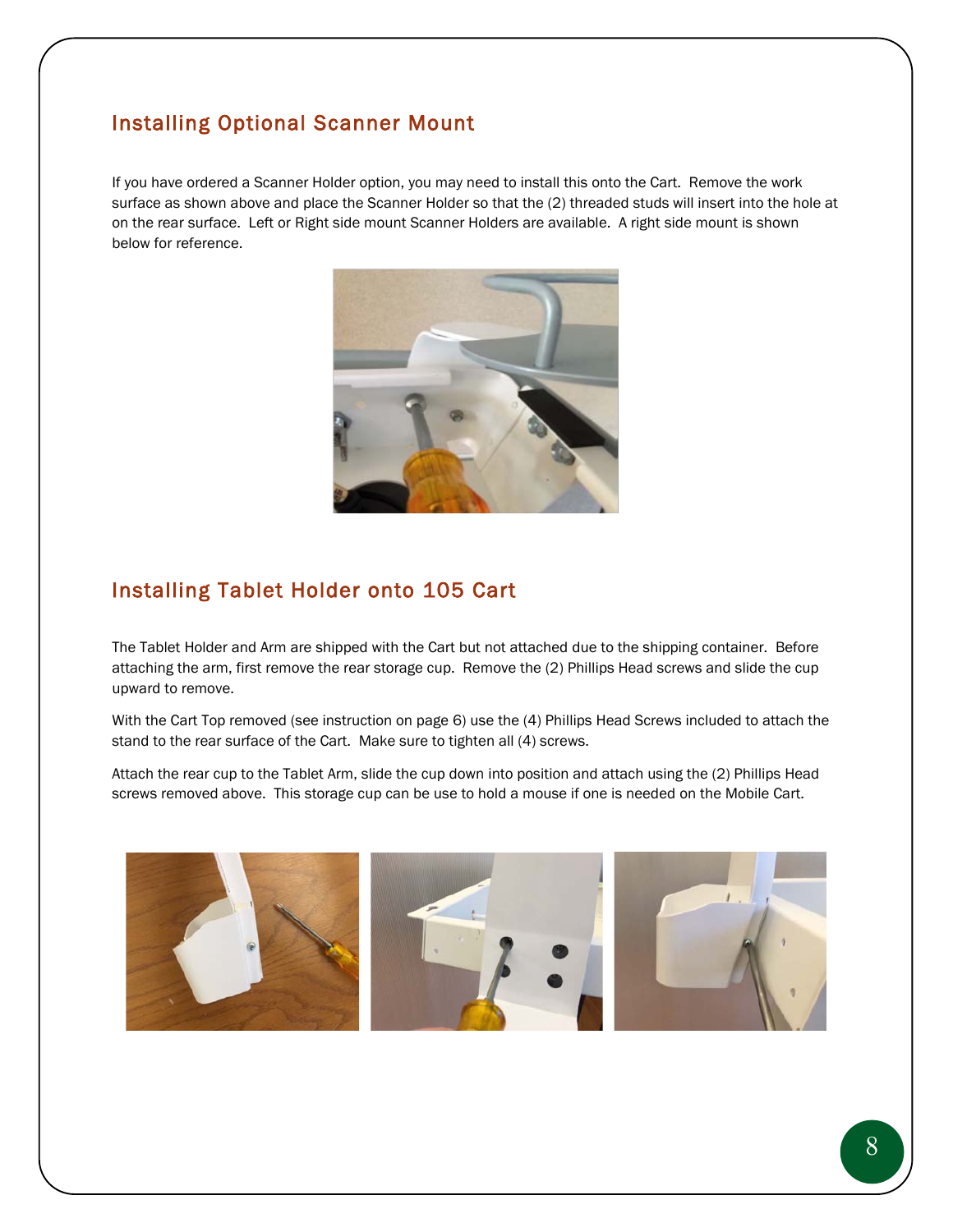## Installing Optional Scanner Mount

If you have ordered a Scanner Holder option, you may need to install this onto the Cart. Remove the work surface as shown above and place the Scanner Holder so that the (2) threaded studs will insert into the hole at on the rear surface. Left or Right side mount Scanner Holders are available. A right side mount is shown below for reference.

## Installing Tablet Holder onto 105 Cart

The Tablet Holder and Arm are shipped with the Cart but not attached due to the shipping container. Before attaching the arm, first remove the rear storage cup. Remove the (2) Phillips Head screws and slide the cup upward to remove.

With the Cart Top removed (see instruction on page 6) use the (4) Phillips Head Screws included to attach the stand to the rear surface of the Cart. Make sure to tighten all (4) screws.

Attach the rear cup to the Tablet Arm, slide the cup down into position and attach using the (2) Phillips Head screws removed above. This storage cup can be use to hold a mouse if one is needed on the Mobile Cart.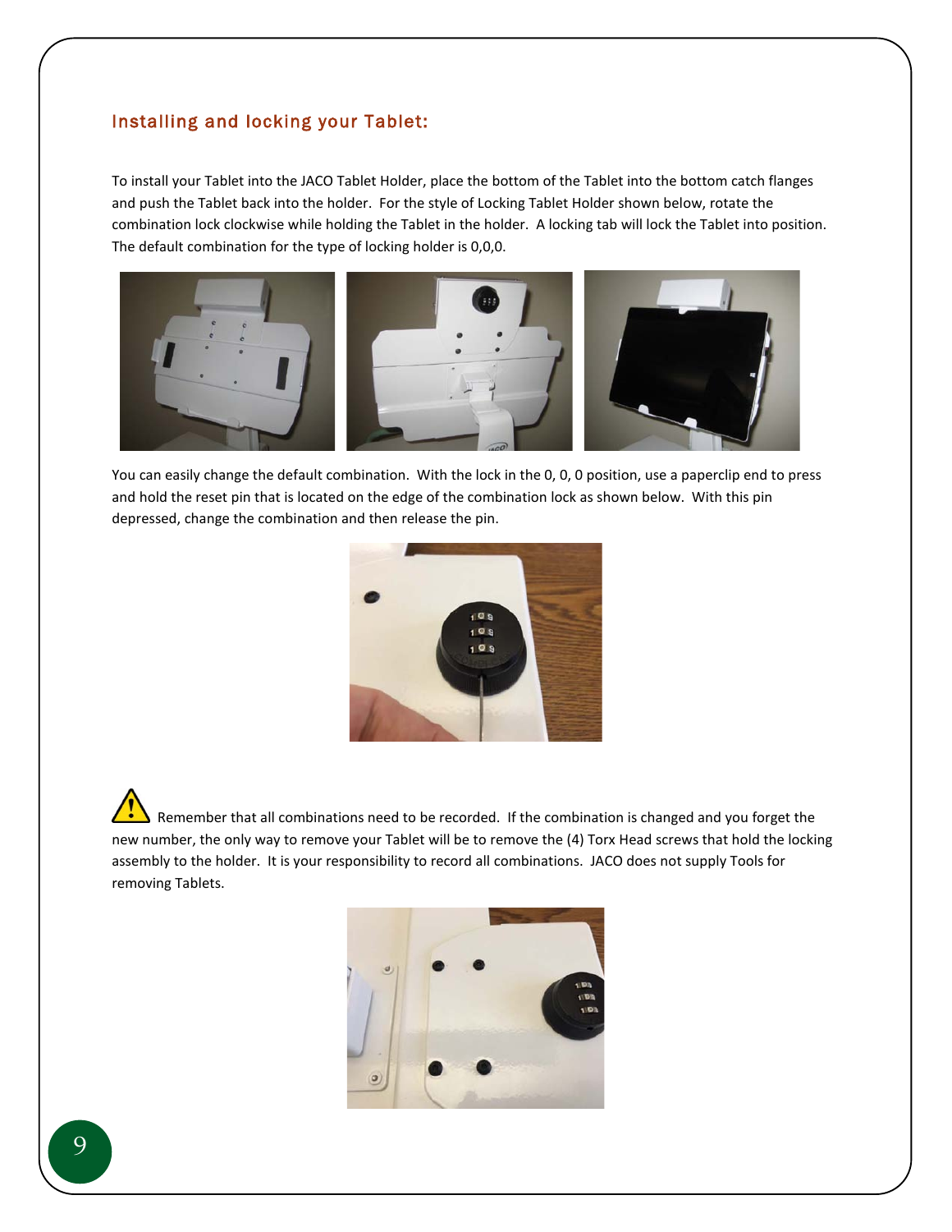## Installing and locking your Tablet:

To install your Tablet into the JACO Tablet Holder, place the bottom of the Tablet into the bottom catch flanges and push the Tablet back into the holder. For the style of Locking Tablet Holder shown below, rotate the combination lock clockwise while holding the Tablet in the holder. A locking tab will lock the Tablet into position. The default combination for the type of locking holder is 0,0,0.

You can easily change the default combination. With the lock in the 0, 0, 0 position, use a paperclip end to press and hold the reset pin that is located on the edge of the combination lock as shown below. With this pin depressed, change the combination and then release the pin.

⚠ Remember that all combinations need to be recorded. If the combination is changed and you forget the new number, the only way to remove your Tablet will be to remove the (4) Torx Head screws that hold the locking assembly to the holder. It is your responsibility to record all combinations. JACO does not supply Tools for removing Tablets.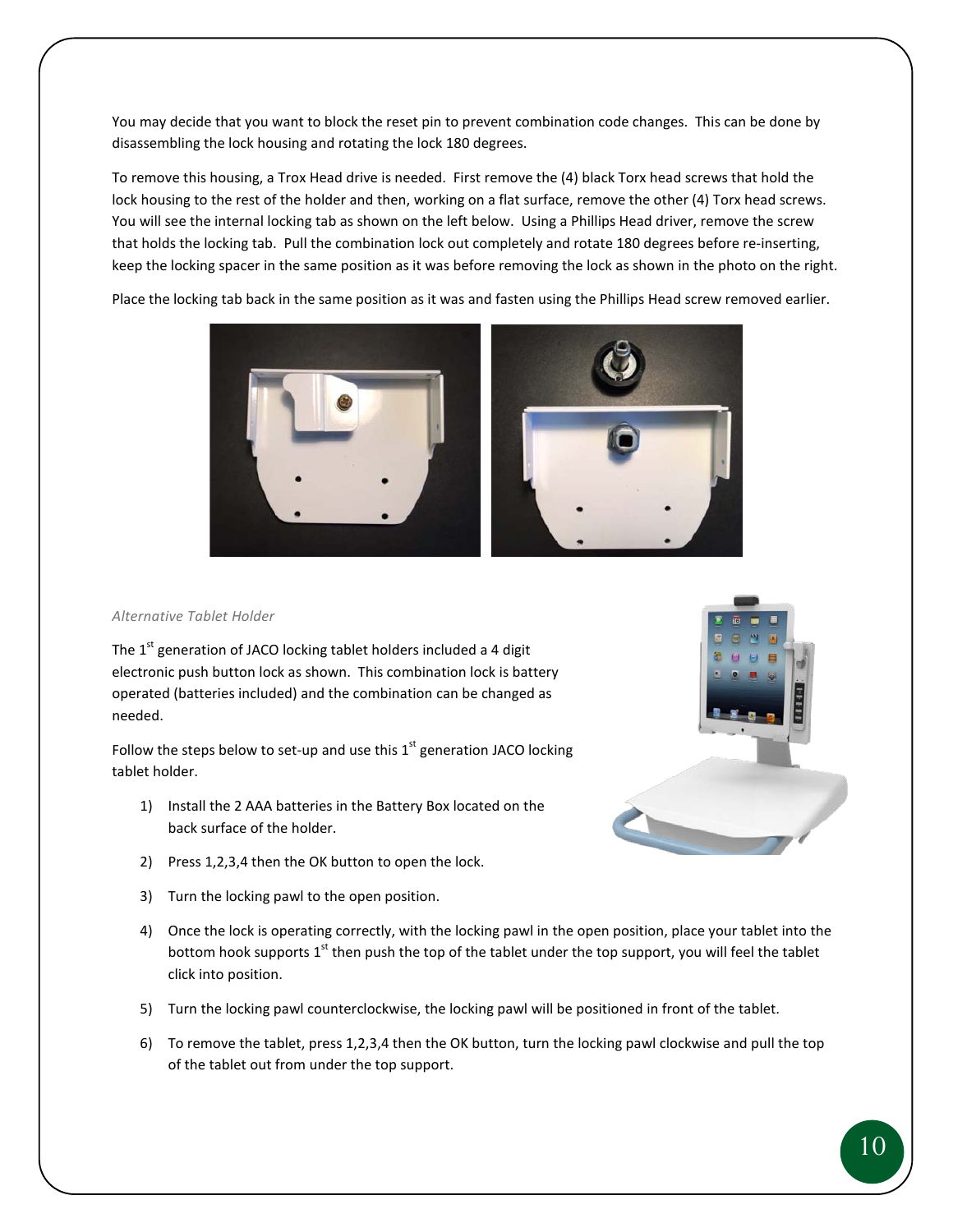You may decide that you want to block the reset pin to prevent combination code changes. This can be done by disassembling the lock housing and rotating the lock 180 degrees.

To remove this housing, a Trox Head drive is needed. First remove the (4) black Torx head screws that hold the lock housing to the rest of the holder and then, working on a flat surface, remove the other (4) Torx head screws. You will see the internal locking tab as shown on the left below. Using a Phillips Head driver, remove the screw that holds the locking tab. Pull the combination lock out completely and rotate 180 degrees before re-inserting, keep the locking spacer in the same position as it was before removing the lock as shown in the photo on the right.

Place the locking tab back in the same position as it was and fasten using the Phillips Head screw removed earlier.

*Alternative Tablet Holder*

The 1st generation of JACO locking tablet holders included a 4 digit electronic push button lock as shown. This combination lock is battery operated (batteries included) and the combination can be changed as needed.

Follow the steps below to set-up and use this 1st generation JACO locking tablet holder.

1) Install the 2 AAA batteries in the Battery Box located on the back surface of the holder.
2) Press 1,2,3,4 then the OK button to open the lock.
3) Turn the locking pawl to the open position.
4) Once the lock is operating correctly, with the locking pawl in the open position, place your tablet into the bottom hook supports 1st then push the top of the tablet under the top support, you will feel the tablet click into position.
5) Turn the locking pawl counterclockwise, the locking pawl will be positioned in front of the tablet.
6) To remove the tablet, press 1,2,3,4 then the OK button, turn the locking pawl clockwise and pull the top of the tablet out from under the top support.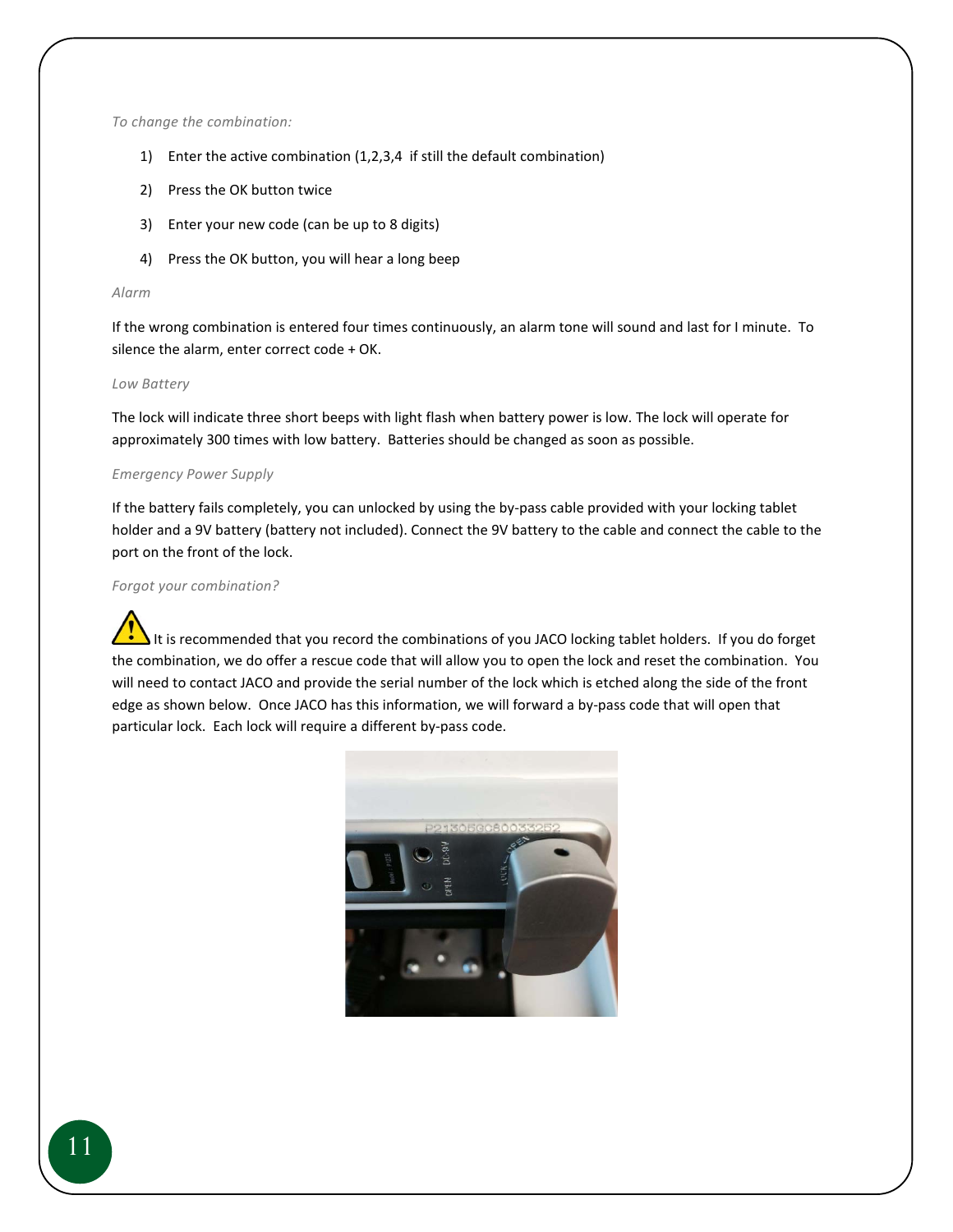*To change the combination:*

1) Enter the active combination (1,2,3,4 if still the default combination)
2) Press the OK button twice
3) Enter your new code (can be up to 8 digits)
4) Press the OK button, you will hear a long beep

*Alarm*

If the wrong combination is entered four times continuously, an alarm tone will sound and last for I minute. To silence the alarm, enter correct code + OK.

*Low Battery*

The lock will indicate three short beeps with light flash when battery power is low. The lock will operate for approximately 300 times with low battery. Batteries should be changed as soon as possible.

*Emergency Power Supply*

If the battery fails completely, you can unlocked by using the by-pass cable provided with your locking tablet holder and a 9V battery (battery not included). Connect the 9V battery to the cable and connect the cable to the port on the front of the lock.

*Forgot your combination?*

⚠ It is recommended that you record the combinations of you JACO locking tablet holders. If you do forget the combination, we do offer a rescue code that will allow you to open the lock and reset the combination. You will need to contact JACO and provide the serial number of the lock which is etched along the side of the front edge as shown below. Once JACO has this information, we will forward a by-pass code that will open that particular lock. Each lock will require a different by-pass code.